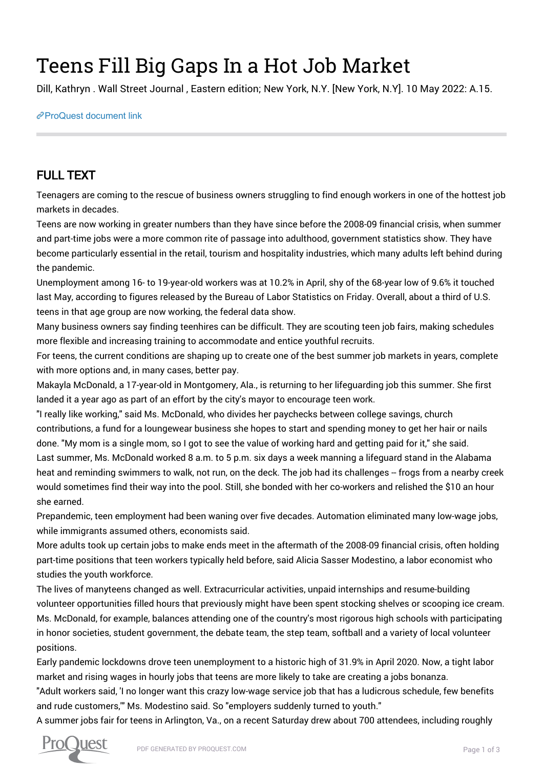# Teens Fill Big Gaps In a Hot Job Market

Dill, Kathryn . Wall Street Journal , Eastern edition; New York, N.Y. [New York, N.Y]. 10 May 2022: A.15.

ProQuest document link

## FULL TEXT

Teenagers are coming to the rescue of business owners struggling to find enough workers in one of the hottest job markets in decades.

Teens are now working in greater numbers than they have since before the 2008-09 financial crisis, when summer and part-time jobs were a more common rite of passage into adulthood, government statistics show. They have become particularly essential in the retail, tourism and hospitality industries, which many adults left behind during the pandemic.

Unemployment among 16- to 19-year-old workers was at 10.2% in April, shy of the 68-year low of 9.6% it touched last May, according to figures released by the Bureau of Labor Statistics on Friday. Overall, about a third of U.S. teens in that age group are now working, the federal data show.

Many business owners say finding teenhires can be difficult. They are scouting teen job fairs, making schedules more flexible and increasing training to accommodate and entice youthful recruits.

For teens, the current conditions are shaping up to create one of the best summer job markets in years, complete with more options and, in many cases, better pay.

Makayla McDonald, a 17-year-old in Montgomery, Ala., is returning to her lifeguarding job this summer. She first landed it a year ago as part of an effort by the city's mayor to encourage teen work.

"I really like working," said Ms. McDonald, who divides her paychecks between college savings, church contributions, a fund for a loungewear business she hopes to start and spending money to get her hair or nails done. "My mom is a single mom, so I got to see the value of working hard and getting paid for it," she said.

Last summer, Ms. McDonald worked 8 a.m. to 5 p.m. six days a week manning a lifeguard stand in the Alabama heat and reminding swimmers to walk, not run, on the deck. The job had its challenges -- frogs from a nearby creek would sometimes find their way into the pool. Still, she bonded with her co-workers and relished the $10 an hour she earned.

Prepandemic, teen employment had been waning over five decades. Automation eliminated many low-wage jobs, while immigrants assumed others, economists said.

More adults took up certain jobs to make ends meet in the aftermath of the 2008-09 financial crisis, often holding part-time positions that teen workers typically held before, said Alicia Sasser Modestino, a labor economist who studies the youth workforce.

The lives of manyteens changed as well. Extracurricular activities, unpaid internships and resume-building volunteer opportunities filled hours that previously might have been spent stocking shelves or scooping ice cream. Ms. McDonald, for example, balances attending one of the country's most rigorous high schools with participating in honor societies, student government, the debate team, the step team, softball and a variety of local volunteer positions.

Early pandemic lockdowns drove teen unemployment to a historic high of 31.9% in April 2020. Now, a tight labor market and rising wages in hourly jobs that teens are more likely to take are creating a jobs bonanza.

"Adult workers said, 'I no longer want this crazy low-wage service job that has a ludicrous schedule, few benefits and rude customers,'" Ms. Modestino said. So "employers suddenly turned to youth."

A summer jobs fair for teens in Arlington, Va., on a recent Saturday drew about 700 attendees, including roughly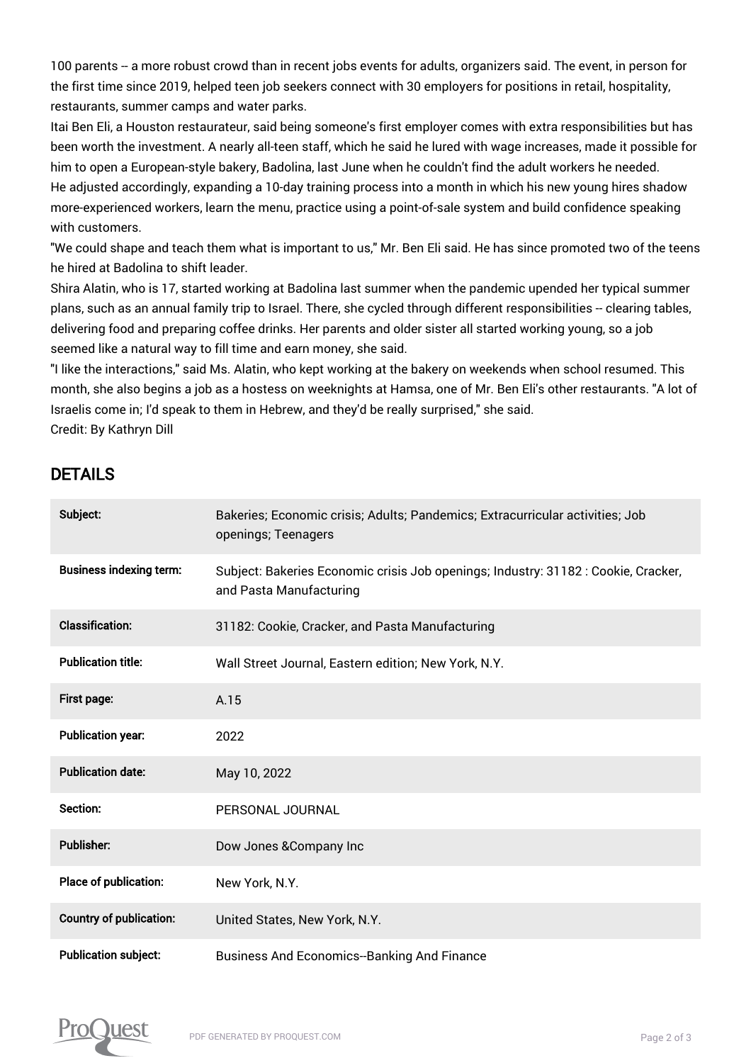100 parents -- a more robust crowd than in recent jobs events for adults, organizers said. The event, in person for the first time since 2019, helped teen job seekers connect with 30 employers for positions in retail, hospitality, restaurants, summer camps and water parks.

Itai Ben Eli, a Houston restaurateur, said being someone's first employer comes with extra responsibilities but has been worth the investment. A nearly all-teen staff, which he said he lured with wage increases, made it possible for him to open a European-style bakery, Badolina, last June when he couldn't find the adult workers he needed.

He adjusted accordingly, expanding a 10-day training process into a month in which his new young hires shadow more-experienced workers, learn the menu, practice using a point-of-sale system and build confidence speaking with customers.

"We could shape and teach them what is important to us," Mr. Ben Eli said. He has since promoted two of the teens he hired at Badolina to shift leader.

Shira Alatin, who is 17, started working at Badolina last summer when the pandemic upended her typical summer plans, such as an annual family trip to Israel. There, she cycled through different responsibilities -- clearing tables, delivering food and preparing coffee drinks. Her parents and older sister all started working young, so a job seemed like a natural way to fill time and earn money, she said.

"I like the interactions," said Ms. Alatin, who kept working at the bakery on weekends when school resumed. This month, she also begins a job as a hostess on weeknights at Hamsa, one of Mr. Ben Eli's other restaurants. "A lot of Israelis come in; I'd speak to them in Hebrew, and they'd be really surprised," she said.

Credit: By Kathryn Dill

## DETAILS

| | |
|---|---|
| Subject: | Bakeries; Economic crisis; Adults; Pandemics; Extracurricular activities; Job openings; Teenagers |
| Business indexing term: | Subject: Bakeries Economic crisis Job openings; Industry: 31182 : Cookie, Cracker, and Pasta Manufacturing |
| Classification: | 31182: Cookie, Cracker, and Pasta Manufacturing |
| Publication title: | Wall Street Journal, Eastern edition; New York, N.Y. |
| First page: | A.15 |
| Publication year: | 2022 |
| Publication date: | May 10, 2022 |
| Section: | PERSONAL JOURNAL |
| Publisher: | Dow Jones &Company Inc |
| Place of publication: | New York, N.Y. |
| Country of publication: | United States, New York, N.Y. |
| Publication subject: | Business And Economics--Banking And Finance |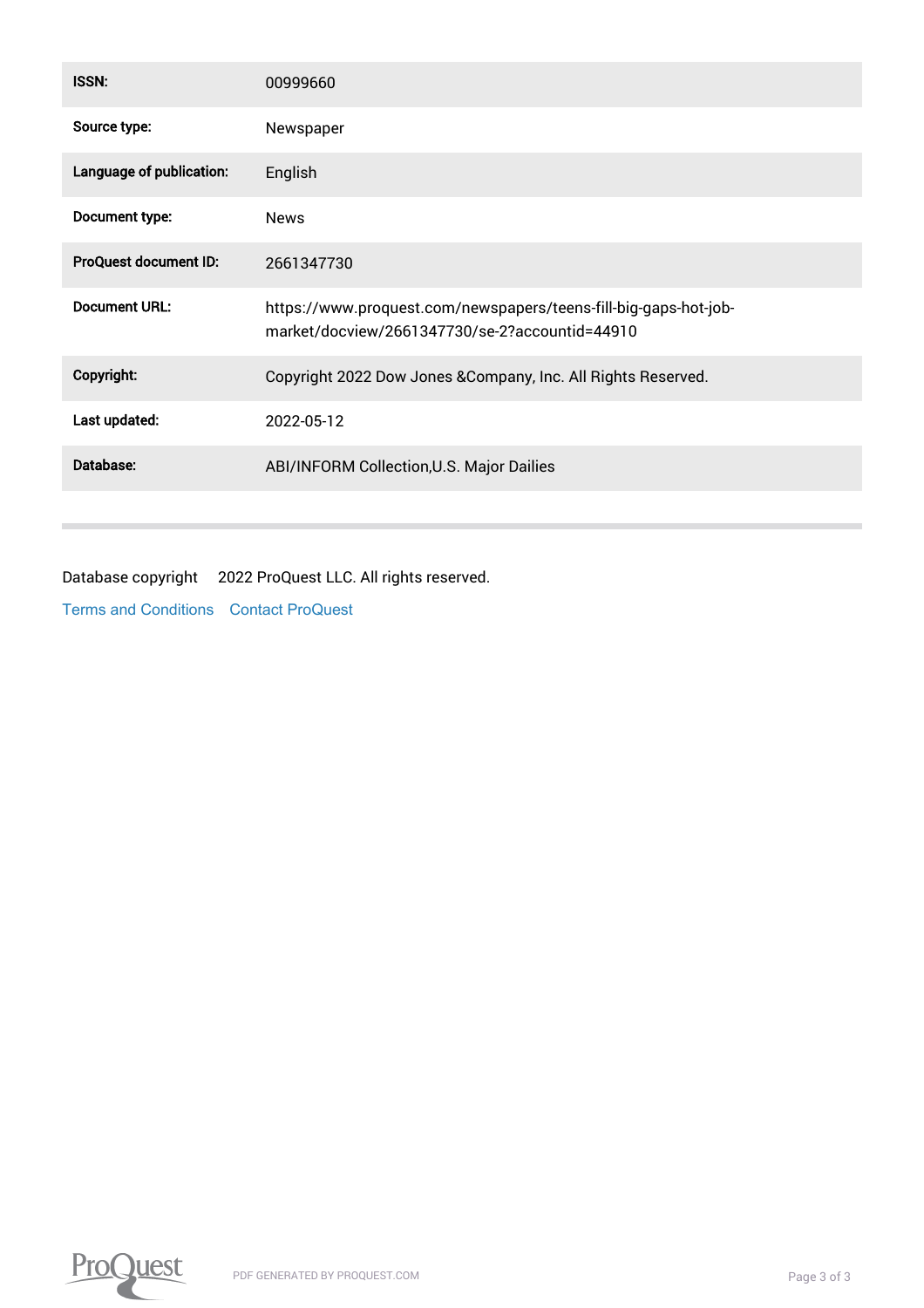| | |
|---|---|
| **ISSN:** | 00999660 |
| **Source type:** | Newspaper |
| **Language of publication:** | English |
| **Document type:** | News |
| **ProQuest document ID:** | 2661347730 |
| **Document URL:** | https://www.proquest.com/newspapers/teens-fill-big-gaps-hot-job-market/docview/2661347730/se-2?accountid=44910 |
| **Copyright:** | Copyright 2022 Dow Jones &Company, Inc. All Rights Reserved. |
| **Last updated:** | 2022-05-12 |
| **Database:** | ABI/INFORM Collection,U.S. Major Dailies |

Database copyright  2022 ProQuest LLC. All rights reserved.

Terms and Conditions   Contact ProQuest